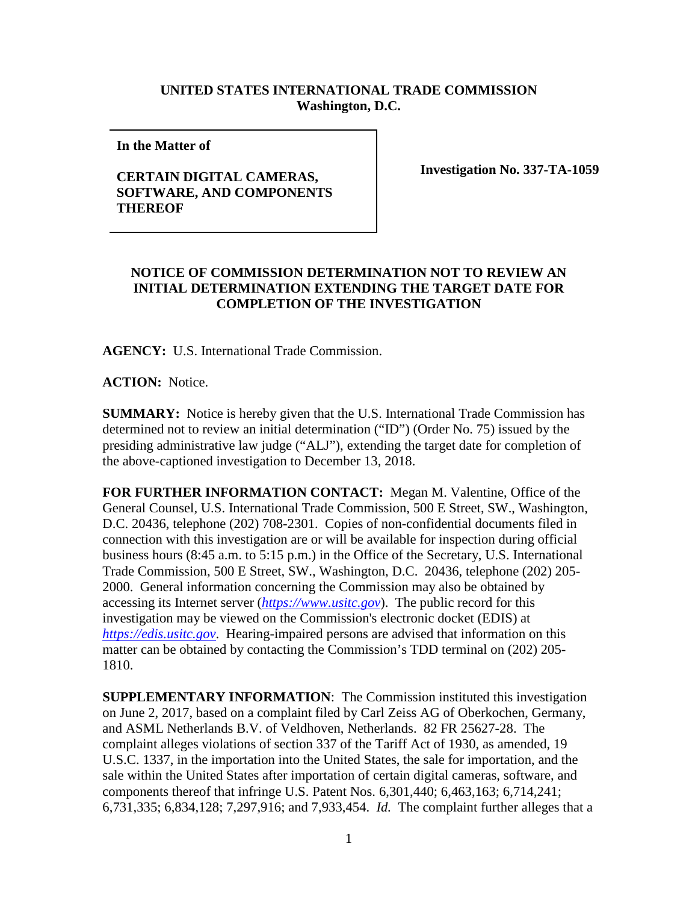**UNITED STATES INTERNATIONAL TRADE COMMISSION**
**Washington, D.C.**

| **In the Matter of**<br><br>**CERTAIN DIGITAL CAMERAS, SOFTWARE, AND COMPONENTS THEREOF** | **Investigation No. 337-TA-1059** |
|---|---|

## NOTICE OF COMMISSION DETERMINATION NOT TO REVIEW AN INITIAL DETERMINATION EXTENDING THE TARGET DATE FOR COMPLETION OF THE INVESTIGATION

**AGENCY:** U.S. International Trade Commission.

**ACTION:** Notice.

**SUMMARY:** Notice is hereby given that the U.S. International Trade Commission has determined not to review an initial determination ("ID") (Order No. 75) issued by the presiding administrative law judge ("ALJ"), extending the target date for completion of the above-captioned investigation to December 13, 2018.

**FOR FURTHER INFORMATION CONTACT:** Megan M. Valentine, Office of the General Counsel, U.S. International Trade Commission, 500 E Street, SW., Washington, D.C. 20436, telephone (202) 708-2301. Copies of non-confidential documents filed in connection with this investigation are or will be available for inspection during official business hours (8:45 a.m. to 5:15 p.m.) in the Office of the Secretary, U.S. International Trade Commission, 500 E Street, SW., Washington, D.C. 20436, telephone (202) 205-2000. General information concerning the Commission may also be obtained by accessing its Internet server (*https://www.usitc.gov*). The public record for this investigation may be viewed on the Commission's electronic docket (EDIS) at *https://edis.usitc.gov*. Hearing-impaired persons are advised that information on this matter can be obtained by contacting the Commission's TDD terminal on (202) 205-1810.

**SUPPLEMENTARY INFORMATION**: The Commission instituted this investigation on June 2, 2017, based on a complaint filed by Carl Zeiss AG of Oberkochen, Germany, and ASML Netherlands B.V. of Veldhoven, Netherlands. 82 FR 25627-28. The complaint alleges violations of section 337 of the Tariff Act of 1930, as amended, 19 U.S.C. 1337, in the importation into the United States, the sale for importation, and the sale within the United States after importation of certain digital cameras, software, and components thereof that infringe U.S. Patent Nos. 6,301,440; 6,463,163; 6,714,241; 6,731,335; 6,834,128; 7,297,916; and 7,933,454. *Id.* The complaint further alleges that a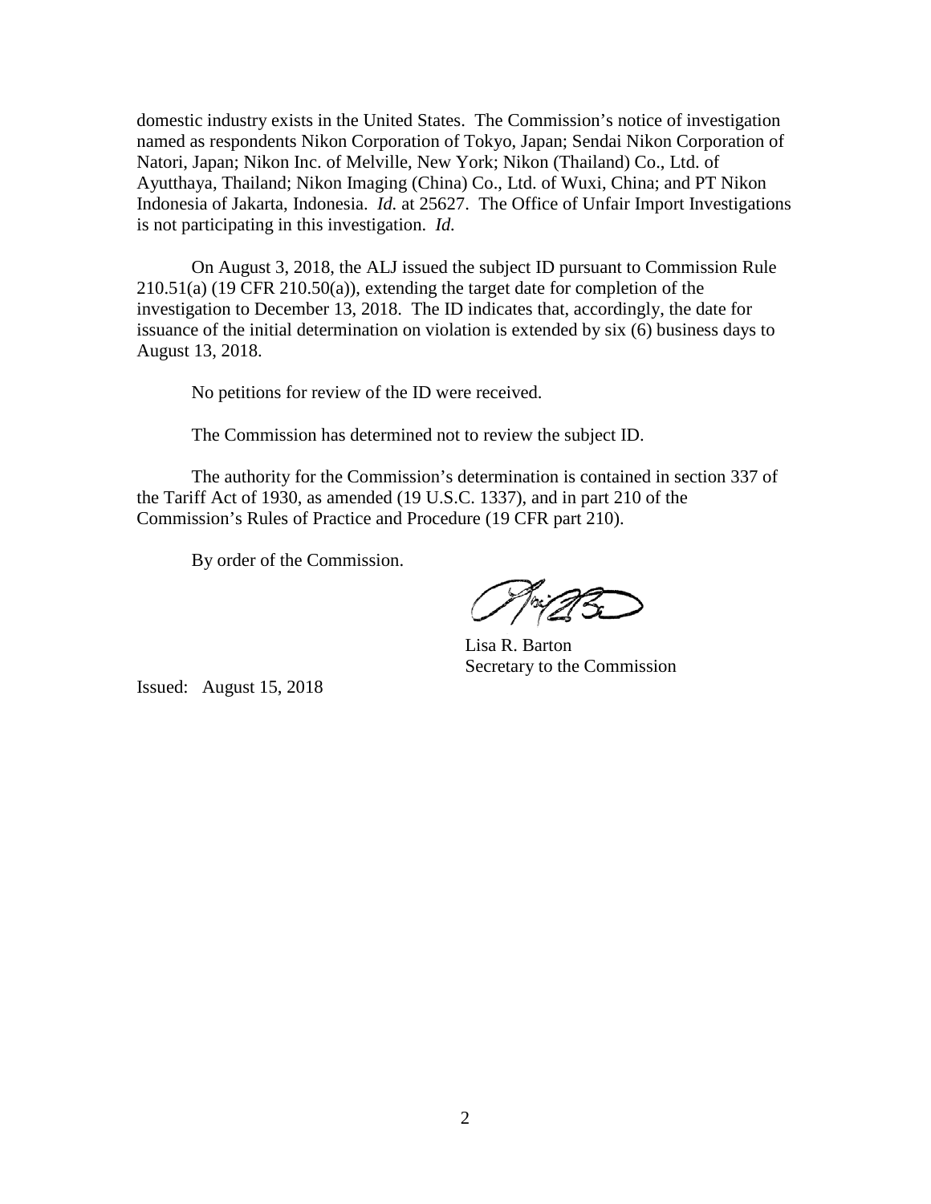domestic industry exists in the United States. The Commission's notice of investigation named as respondents Nikon Corporation of Tokyo, Japan; Sendai Nikon Corporation of Natori, Japan; Nikon Inc. of Melville, New York; Nikon (Thailand) Co., Ltd. of Ayutthaya, Thailand; Nikon Imaging (China) Co., Ltd. of Wuxi, China; and PT Nikon Indonesia of Jakarta, Indonesia. *Id.* at 25627. The Office of Unfair Import Investigations is not participating in this investigation. *Id.*

On August 3, 2018, the ALJ issued the subject ID pursuant to Commission Rule 210.51(a) (19 CFR 210.50(a)), extending the target date for completion of the investigation to December 13, 2018. The ID indicates that, accordingly, the date for issuance of the initial determination on violation is extended by six (6) business days to August 13, 2018.

No petitions for review of the ID were received.

The Commission has determined not to review the subject ID.

The authority for the Commission's determination is contained in section 337 of the Tariff Act of 1930, as amended (19 U.S.C. 1337), and in part 210 of the Commission's Rules of Practice and Procedure (19 CFR part 210).

By order of the Commission.

Lisa R. Barton
Secretary to the Commission

Issued: August 15, 2018